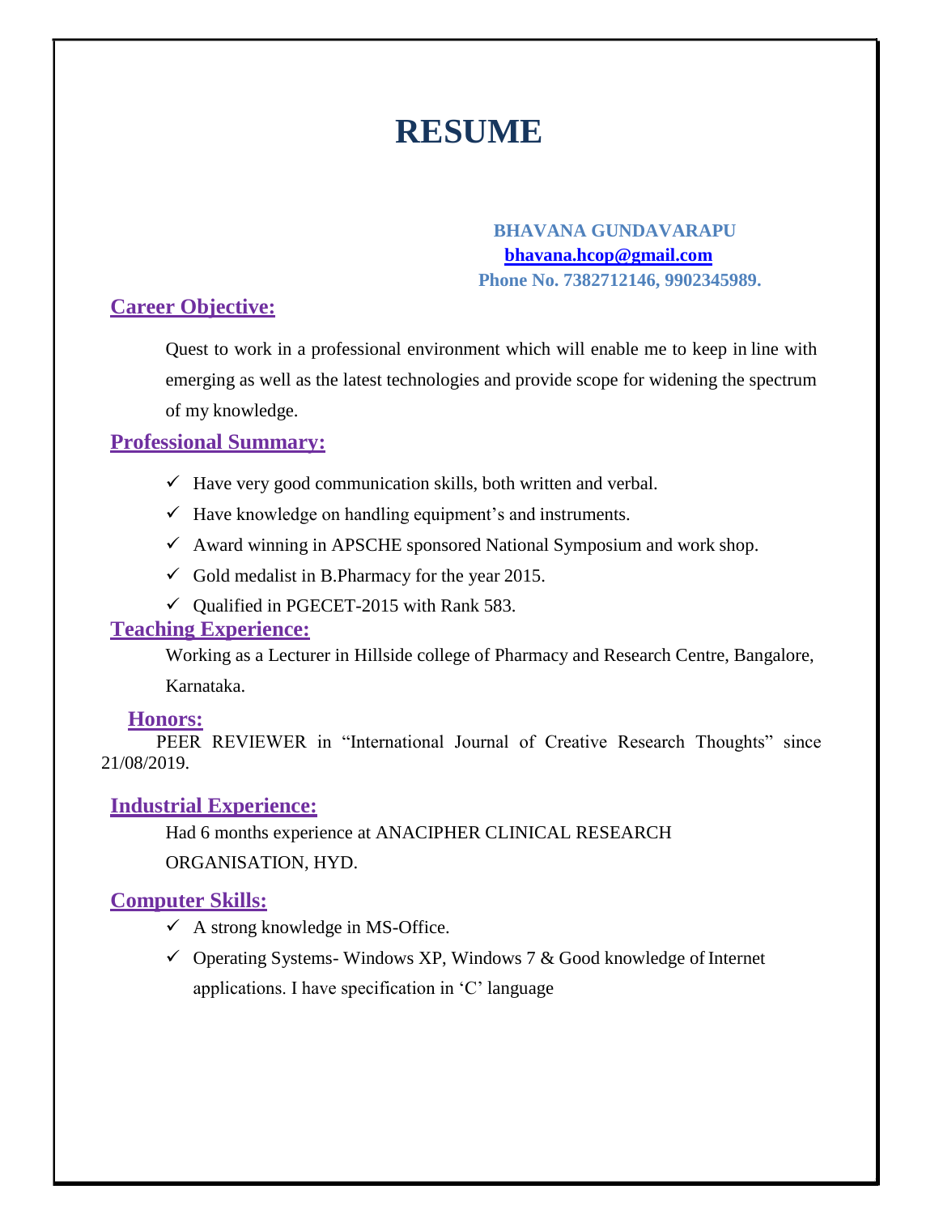# RESUME

**BHAVANA GUNDAVARAPU**
**bhavana.hcop@gmail.com**
**Phone No. 7382712146, 9902345989.**

## Career Objective:

Quest to work in a professional environment which will enable me to keep in line with emerging as well as the latest technologies and provide scope for widening the spectrum of my knowledge.

## Professional Summary:

- ✓ Have very good communication skills, both written and verbal.
- ✓ Have knowledge on handling equipment's and instruments.
- ✓ Award winning in APSCHE sponsored National Symposium and work shop.
- ✓ Gold medalist in B.Pharmacy for the year 2015.
- ✓ Qualified in PGECET-2015 with Rank 583.

## Teaching Experience:

Working as a Lecturer in Hillside college of Pharmacy and Research Centre, Bangalore, Karnataka.

## Honors:

PEER REVIEWER in "International Journal of Creative Research Thoughts" since 21/08/2019.

## Industrial Experience:

Had 6 months experience at ANACIPHER CLINICAL RESEARCH ORGANISATION, HYD.

## Computer Skills:

- ✓ A strong knowledge in MS-Office.
- ✓ Operating Systems- Windows XP, Windows 7 & Good knowledge of Internet applications. I have specification in 'C' language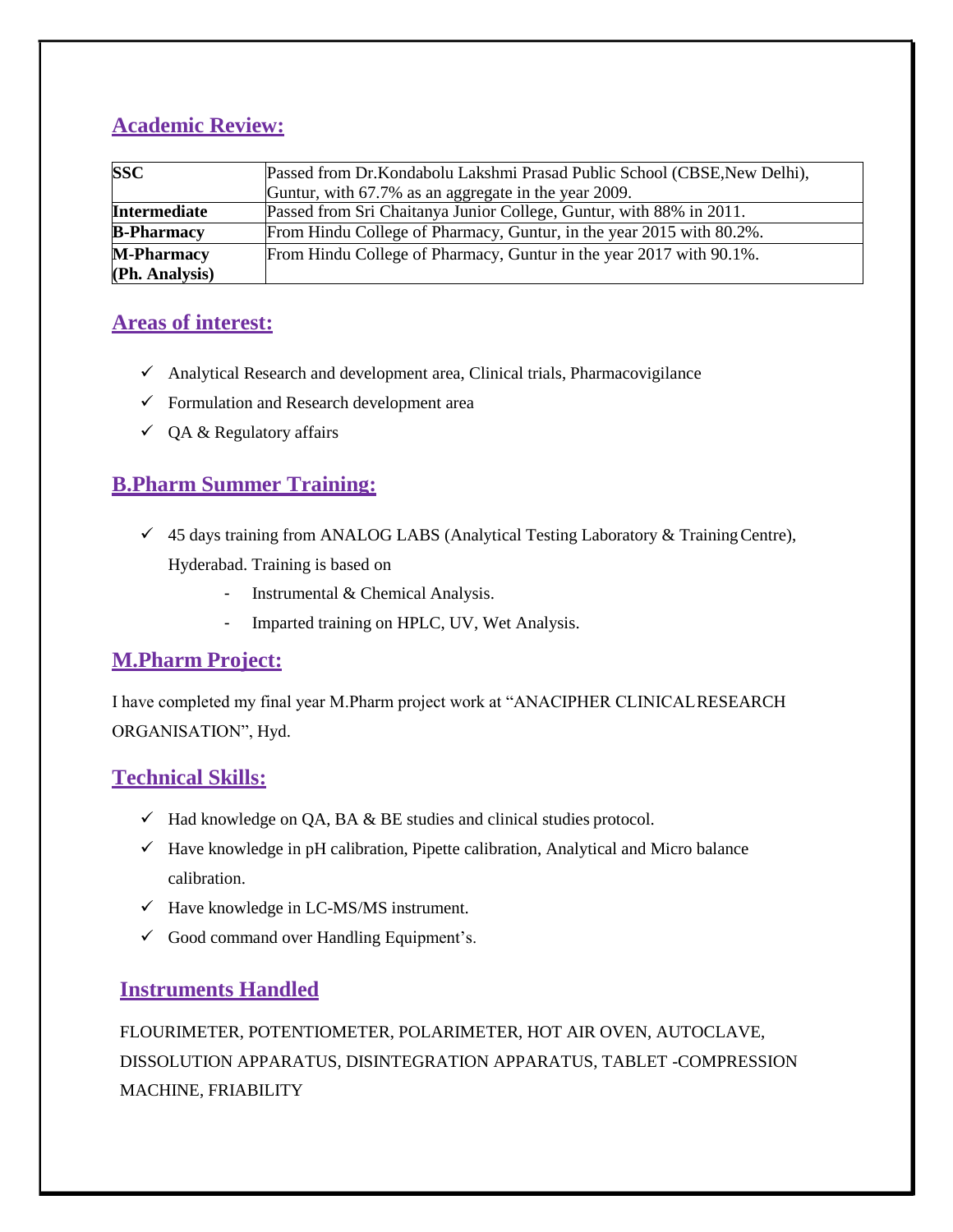## Academic Review:

| | |
|---|---|
| **SSC** | Passed from Dr.Kondabolu Lakshmi Prasad Public School (CBSE,New Delhi), Guntur, with 67.7% as an aggregate in the year 2009. |
| **Intermediate** | Passed from Sri Chaitanya Junior College, Guntur, with 88% in 2011. |
| **B-Pharmacy** | From Hindu College of Pharmacy, Guntur, in the year 2015 with 80.2%. |
| **M-Pharmacy (Ph. Analysis)** | From Hindu College of Pharmacy, Guntur in the year 2017 with 90.1%. |

## Areas of interest:

- ✓ Analytical Research and development area, Clinical trials, Pharmacovigilance
- ✓ Formulation and Research development area
- ✓ QA & Regulatory affairs

## B.Pharm Summer Training:

- ✓ 45 days training from ANALOG LABS (Analytical Testing Laboratory & Training Centre), Hyderabad. Training is based on
  - Instrumental & Chemical Analysis.
  - Imparted training on HPLC, UV, Wet Analysis.

## M.Pharm Project:

I have completed my final year M.Pharm project work at "ANACIPHER CLINICAL RESEARCH ORGANISATION", Hyd.

## Technical Skills:

- ✓ Had knowledge on QA, BA & BE studies and clinical studies protocol.
- ✓ Have knowledge in pH calibration, Pipette calibration, Analytical and Micro balance calibration.
- ✓ Have knowledge in LC-MS/MS instrument.
- ✓ Good command over Handling Equipment's.

## Instruments Handled

FLOURIMETER, POTENTIOMETER, POLARIMETER, HOT AIR OVEN, AUTOCLAVE, DISSOLUTION APPARATUS, DISINTEGRATION APPARATUS, TABLET -COMPRESSION MACHINE, FRIABILITY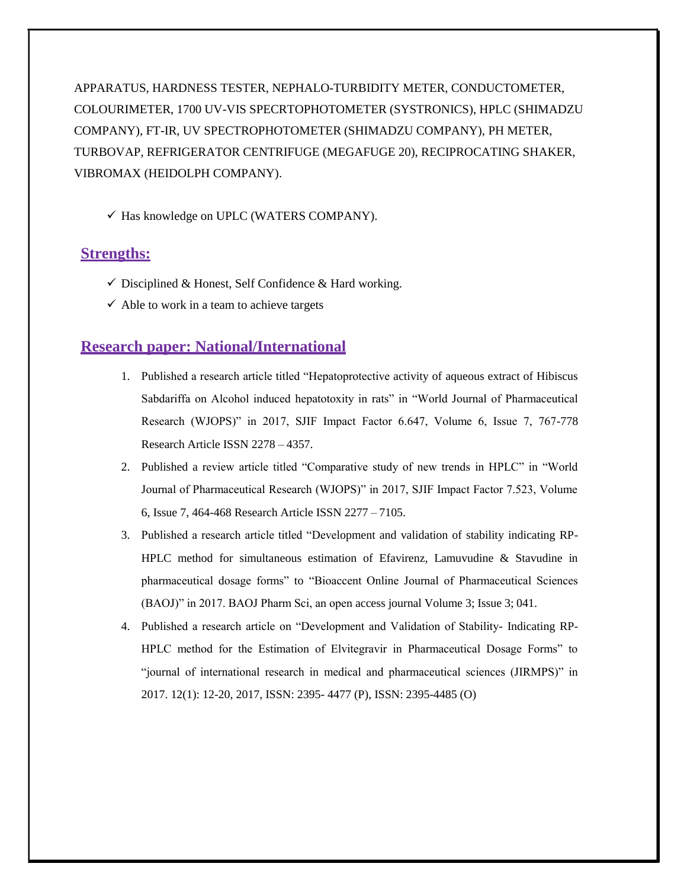APPARATUS, HARDNESS TESTER, NEPHALO-TURBIDITY METER, CONDUCTOMETER, COLOURIMETER, 1700 UV-VIS SPECRTOPHOTOMETER (SYSTRONICS), HPLC (SHIMADZU COMPANY), FT-IR, UV SPECTROPHOTOMETER (SHIMADZU COMPANY), PH METER, TURBOVAP, REFRIGERATOR CENTRIFUGE (MEGAFUGE 20), RECIPROCATING SHAKER, VIBROMAX (HEIDOLPH COMPANY).

- ✓ Has knowledge on UPLC (WATERS COMPANY).

## Strengths:

- ✓ Disciplined & Honest, Self Confidence & Hard working.
- ✓ Able to work in a team to achieve targets

## Research paper: National/International

1. Published a research article titled "Hepatoprotective activity of aqueous extract of Hibiscus Sabdariffa on Alcohol induced hepatotoxity in rats" in "World Journal of Pharmaceutical Research (WJOPS)" in 2017, SJIF Impact Factor 6.647, Volume 6, Issue 7, 767-778 Research Article ISSN 2278 – 4357.
2. Published a review article titled "Comparative study of new trends in HPLC" in "World Journal of Pharmaceutical Research (WJOPS)" in 2017, SJIF Impact Factor 7.523, Volume 6, Issue 7, 464-468 Research Article ISSN 2277 – 7105.
3. Published a research article titled "Development and validation of stability indicating RP-HPLC method for simultaneous estimation of Efavirenz, Lamuvudine & Stavudine in pharmaceutical dosage forms" to "Bioaccent Online Journal of Pharmaceutical Sciences (BAOJ)" in 2017. BAOJ Pharm Sci, an open access journal Volume 3; Issue 3; 041.
4. Published a research article on "Development and Validation of Stability- Indicating RP-HPLC method for the Estimation of Elvitegravir in Pharmaceutical Dosage Forms" to "journal of international research in medical and pharmaceutical sciences (JIRMPS)" in 2017. 12(1): 12-20, 2017, ISSN: 2395- 4477 (P), ISSN: 2395-4485 (O)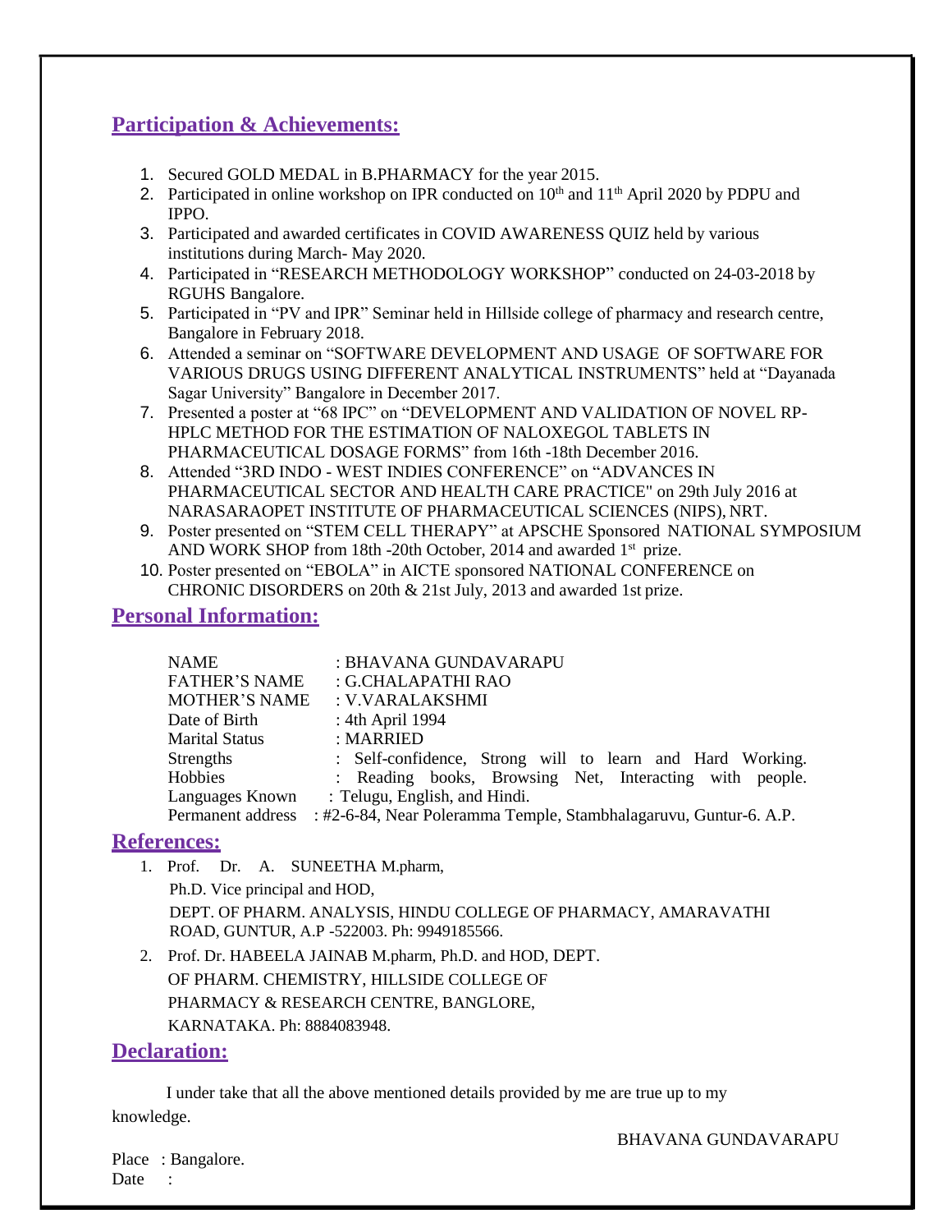## Participation & Achievements:

1. Secured GOLD MEDAL in B.PHARMACY for the year 2015.
2. Participated in online workshop on IPR conducted on 10th and 11th April 2020 by PDPU and IPPO.
3. Participated and awarded certificates in COVID AWARENESS QUIZ held by various institutions during March- May 2020.
4. Participated in "RESEARCH METHODOLOGY WORKSHOP" conducted on 24-03-2018 by RGUHS Bangalore.
5. Participated in "PV and IPR" Seminar held in Hillside college of pharmacy and research centre, Bangalore in February 2018.
6. Attended a seminar on "SOFTWARE DEVELOPMENT AND USAGE OF SOFTWARE FOR VARIOUS DRUGS USING DIFFERENT ANALYTICAL INSTRUMENTS" held at "Dayanada Sagar University" Bangalore in December 2017.
7. Presented a poster at "68 IPC" on "DEVELOPMENT AND VALIDATION OF NOVEL RP-HPLC METHOD FOR THE ESTIMATION OF NALOXEGOL TABLETS IN PHARMACEUTICAL DOSAGE FORMS" from 16th -18th December 2016.
8. Attended "3RD INDO - WEST INDIES CONFERENCE" on "ADVANCES IN PHARMACEUTICAL SECTOR AND HEALTH CARE PRACTICE" on 29th July 2016 at NARASARAOPET INSTITUTE OF PHARMACEUTICAL SCIENCES (NIPS), NRT.
9. Poster presented on "STEM CELL THERAPY" at APSCHE Sponsored NATIONAL SYMPOSIUM AND WORK SHOP from 18th -20th October, 2014 and awarded 1st prize.
10. Poster presented on "EBOLA" in AICTE sponsored NATIONAL CONFERENCE on CHRONIC DISORDERS on 20th & 21st July, 2013 and awarded 1st prize.

## Personal Information:

| | |
|---|---|
| NAME | : BHAVANA GUNDAVARAPU |
| FATHER'S NAME | : G.CHALAPATHI RAO |
| MOTHER'S NAME | : V.VARALAKSHMI |
| Date of Birth | : 4th April 1994 |
| Marital Status | : MARRIED |
| Strengths | : Self-confidence, Strong will to learn and Hard Working. |
| Hobbies | : Reading books, Browsing Net, Interacting with people. |
| Languages Known | : Telugu, English, and Hindi. |
| Permanent address | : #2-6-84, Near Poleramma Temple, Stambhalagaruvu, Guntur-6. A.P. |

## References:

1. Prof. Dr. A. SUNEETHA M.pharm,
   Ph.D. Vice principal and HOD,
   DEPT. OF PHARM. ANALYSIS, HINDU COLLEGE OF PHARMACY, AMARAVATHI ROAD, GUNTUR, A.P -522003. Ph: 9949185566.
2. Prof. Dr. HABEELA JAINAB M.pharm, Ph.D. and HOD, DEPT. OF PHARM. CHEMISTRY, HILLSIDE COLLEGE OF PHARMACY & RESEARCH CENTRE, BANGLORE, KARNATAKA. Ph: 8884083948.

## Declaration:

I under take that all the above mentioned details provided by me are true up to my knowledge.

BHAVANA GUNDAVARAPU

Place : Bangalore.
Date :